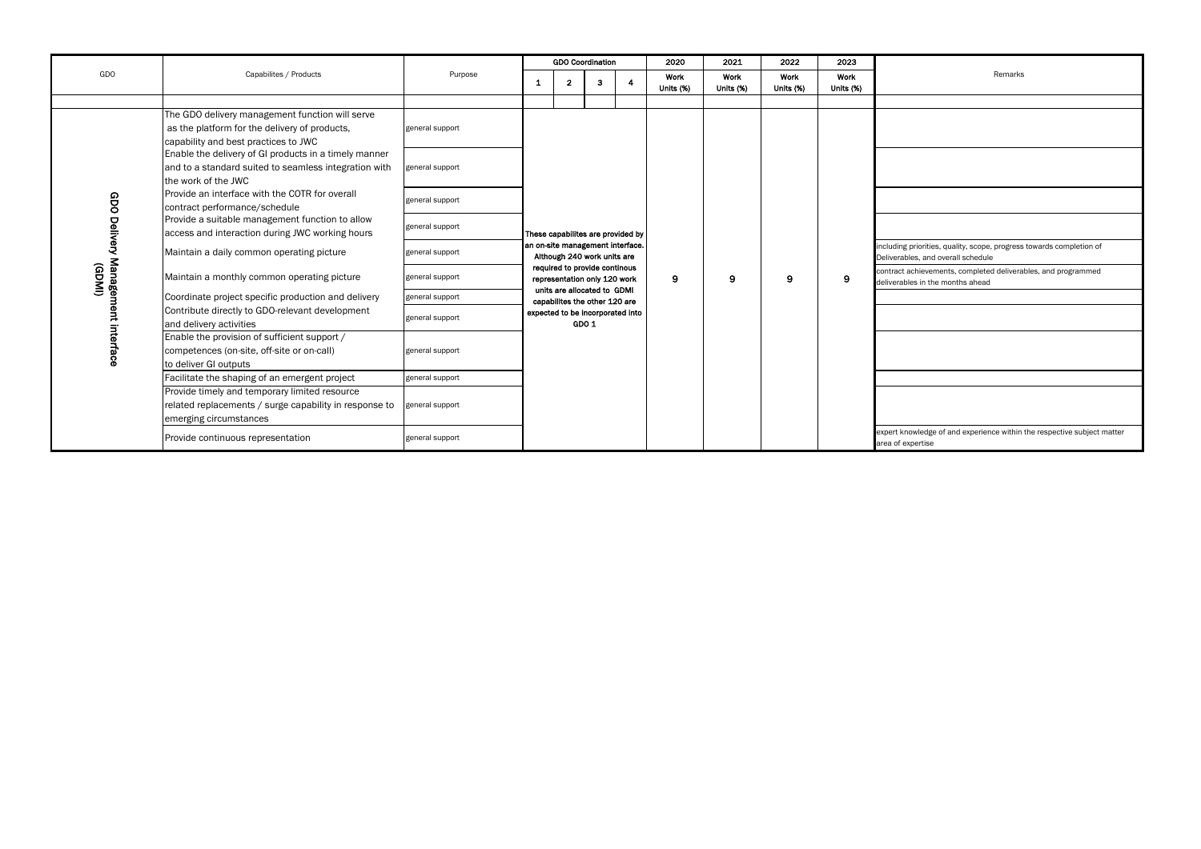| GDO | Capabilites / Products | Purpose | GDO Coordination | | | | 2020 | 2021 | 2022 | 2023 | Remarks |
|---|---|---|---|---|---|---|---|---|---|---|---|
| | | | 1 | 2 | 3 | 4 | Work Units (%) | Work Units (%) | Work Units (%) | Work Units (%) | |
| | | | | | | | | | | | |
| GDO Delivery Management Interface (GDMI) | The GDO delivery management function will serve as the platform for the delivery of products, capability and best practices to JWC | general support | These capabilites are provided by an on-site management interface. Although 240 work units are required to provide continous representation only 120 work units are allocated to GDMI capabilites the other 120 are expected to be incorporated into GDO 1 | | | | 9 | 9 | 9 | 9 | |
| | Enable the delivery of GI products in a timely manner and to a standard suited to seamless integration with the work of the JWC | general support | | | | | | | | | |
| | Provide an interface with the COTR for overall contract performance/schedule | general support | | | | | | | | | |
| | Provide a suitable management function to allow access and interaction during JWC working hours | general support | | | | | | | | | |
| | Maintain a daily common operating picture | general support | | | | | | | | | including priorities, quality, scope, progress towards completion of Deliverables, and overall schedule |
| | Maintain a monthly common operating picture | general support | | | | | | | | | contract achievements, completed deliverables, and programmed deliverables in the months ahead |
| | Coordinate project specific production and delivery | general support | | | | | | | | | |
| | Contribute directly to GDO-relevant development and delivery activities | general support | | | | | | | | | |
| | Enable the provision of sufficient support / competences (on-site, off-site or on-call) to deliver GI outputs | general support | | | | | | | | | |
| | Facilitate the shaping of an emergent project | general support | | | | | | | | | |
| | Provide timely and temporary limited resource related replacements / surge capability in response to emerging circumstances | general support | | | | | | | | | |
| | Provide continuous representation | general support | | | | | | | | | expert knowledge of and experience within the respective subject matter area of expertise |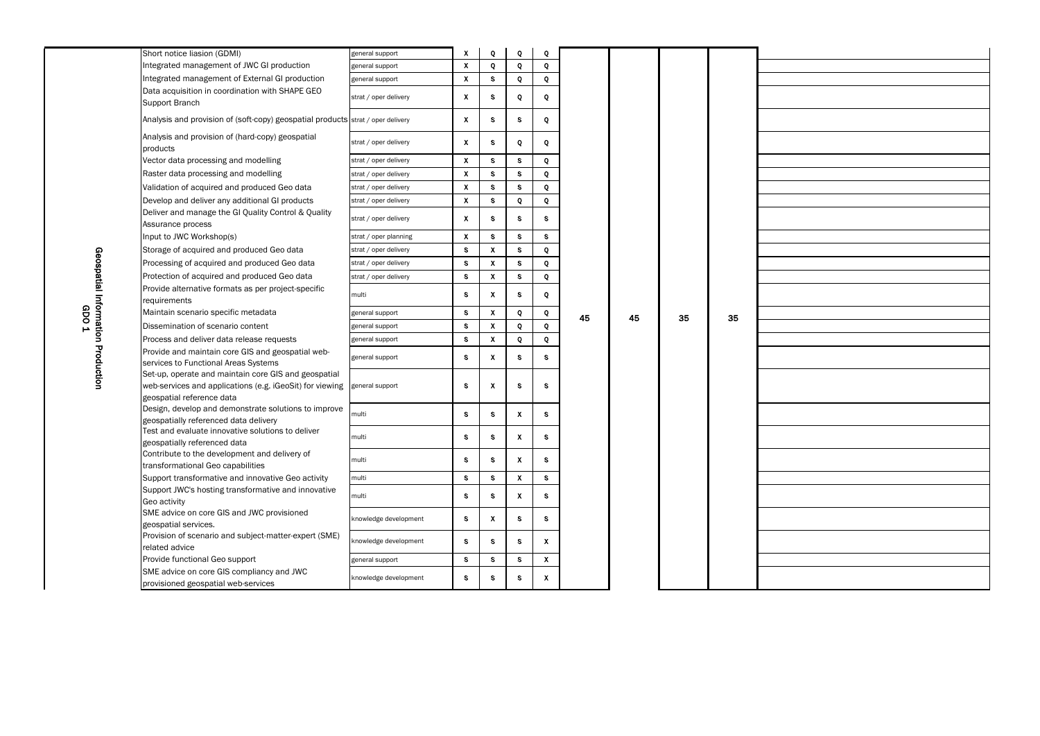| | Task | Category | | | | | | | | | |
|---|---|---|---|---|---|---|---|---|---|---|---|
| Geospatial Information Production GDO 1 | Short notice liaison (GDMI) | general support | X | Q | Q | Q | 45 | 45 | 35 | 35 | |
| | Integrated management of JWC GI production | general support | X | Q | Q | Q | | | | | |
| | Integrated management of External GI production | general support | X | S | Q | Q | | | | | |
| | Data acquisition in coordination with SHAPE GEO Support Branch | strat / oper delivery | X | S | Q | Q | | | | | |
| | Analysis and provision of (soft-copy) geospatial products | strat / oper delivery | X | S | S | Q | | | | | |
| | Analysis and provision of (hard-copy) geospatial products | strat / oper delivery | X | S | Q | Q | | | | | |
| | Vector data processing and modelling | strat / oper delivery | X | S | S | Q | | | | | |
| | Raster data processing and modelling | strat / oper delivery | X | S | S | Q | | | | | |
| | Validation of acquired and produced Geo data | strat / oper delivery | X | S | S | Q | | | | | |
| | Develop and deliver any additional GI products | strat / oper delivery | X | S | Q | Q | | | | | |
| | Deliver and manage the GI Quality Control & Quality Assurance process | strat / oper delivery | X | S | S | S | | | | | |
| | Input to JWC Workshop(s) | strat / oper planning | X | S | S | S | | | | | |
| | Storage of acquired and produced Geo data | strat / oper delivery | S | X | S | Q | | | | | |
| | Processing of acquired and produced Geo data | strat / oper delivery | S | X | S | Q | | | | | |
| | Protection of acquired and produced Geo data | strat / oper delivery | S | X | S | Q | | | | | |
| | Provide alternative formats as per project-specific requirements | multi | S | X | S | Q | | | | | |
| | Maintain scenario specific metadata | general support | S | X | Q | Q | | | | | |
| | Dissemination of scenario content | general support | S | X | Q | Q | | | | | |
| | Process and deliver data release requests | general support | S | X | Q | Q | | | | | |
| | Provide and maintain core GIS and geospatial web-services to Functional Areas Systems | general support | S | X | S | S | | | | | |
| | Set-up, operate and maintain core GIS and geospatial web-services and applications (e.g. iGeoSit) for viewing geospatial reference data | general support | S | X | S | S | | | | | |
| | Design, develop and demonstrate solutions to improve geospatially referenced data delivery | multi | S | S | X | S | | | | | |
| | Test and evaluate innovative solutions to deliver geospatially referenced data | multi | S | S | X | S | | | | | |
| | Contribute to the development and delivery of transformational Geo capabilities | multi | S | S | X | S | | | | | |
| | Support transformative and innovative Geo activity | multi | S | S | X | S | | | | | |
| | Support JWC's hosting transformative and innovative Geo activity | multi | S | S | X | S | | | | | |
| | SME advice on core GIS and JWC provisioned geospatial services. | knowledge development | S | X | S | S | | | | | |
| | Provision of scenario and subject-matter-expert (SME) related advice | knowledge development | S | S | S | X | | | | | |
| | Provide functional Geo support | general support | S | S | S | X | | | | | |
| | SME advice on core GIS compliancy and JWC provisioned geospatial web-services | knowledge development | S | S | S | X | | | | | |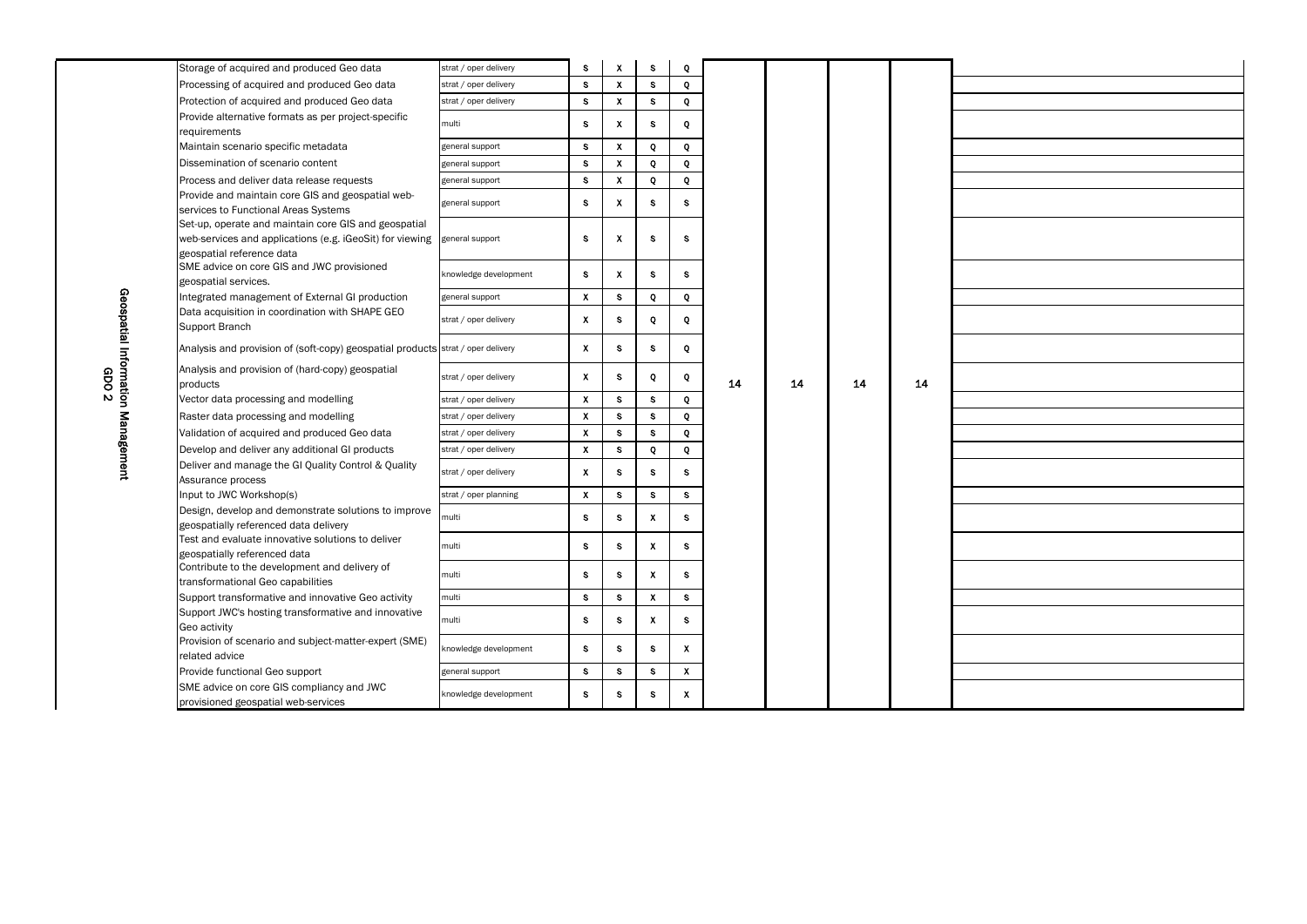| | | | | | | | | | | | |
|---|---|---|---|---|---|---|---|---|---|---|---|
| Geospatial Information Management GDO 2 | Storage of acquired and produced Geo data | strat / oper delivery | S | X | S | Q | 14 | 14 | 14 | 14 | |
| | Processing of acquired and produced Geo data | strat / oper delivery | S | X | S | Q | | | | | |
| | Protection of acquired and produced Geo data | strat / oper delivery | S | X | S | Q | | | | | |
| | Provide alternative formats as per project-specific requirements | multi | S | X | S | Q | | | | | |
| | Maintain scenario specific metadata | general support | S | X | Q | Q | | | | | |
| | Dissemination of scenario content | general support | S | X | Q | Q | | | | | |
| | Process and deliver data release requests | general support | S | X | Q | Q | | | | | |
| | Provide and maintain core GIS and geospatial web-services to Functional Areas Systems | general support | S | X | S | S | | | | | |
| | Set-up, operate and maintain core GIS and geospatial web-services and applications (e.g. iGeoSit) for viewing geospatial reference data | general support | S | X | S | S | | | | | |
| | SME advice on core GIS and JWC provisioned geospatial services. | knowledge development | S | X | S | S | | | | | |
| | Integrated management of External GI production | general support | X | S | Q | Q | | | | | |
| | Data acquisition in coordination with SHAPE GEO Support Branch | strat / oper delivery | X | S | Q | Q | | | | | |
| | Analysis and provision of (soft-copy) geospatial products | strat / oper delivery | X | S | S | Q | | | | | |
| | Analysis and provision of (hard-copy) geospatial products | strat / oper delivery | X | S | Q | Q | | | | | |
| | Vector data processing and modelling | strat / oper delivery | X | S | S | Q | | | | | |
| | Raster data processing and modelling | strat / oper delivery | X | S | S | Q | | | | | |
| | Validation of acquired and produced Geo data | strat / oper delivery | X | S | S | Q | | | | | |
| | Develop and deliver any additional GI products | strat / oper delivery | X | S | Q | Q | | | | | |
| | Deliver and manage the GI Quality Control & Quality Assurance process | strat / oper delivery | X | S | S | S | | | | | |
| | Input to JWC Workshop(s) | strat / oper planning | X | S | S | S | | | | | |
| | Design, develop and demonstrate solutions to improve geospatially referenced data delivery | multi | S | S | X | S | | | | | |
| | Test and evaluate innovative solutions to deliver geospatially referenced data | multi | S | S | X | S | | | | | |
| | Contribute to the development and delivery of transformational Geo capabilities | multi | S | S | X | S | | | | | |
| | Support transformative and innovative Geo activity | multi | S | S | X | S | | | | | |
| | Support JWC's hosting transformative and innovative Geo activity | multi | S | S | X | S | | | | | |
| | Provision of scenario and subject-matter-expert (SME) related advice | knowledge development | S | S | S | X | | | | | |
| | Provide functional Geo support | general support | S | S | S | X | | | | | |
| | SME advice on core GIS compliancy and JWC provisioned geospatial web-services | knowledge development | S | S | S | X | | | | | |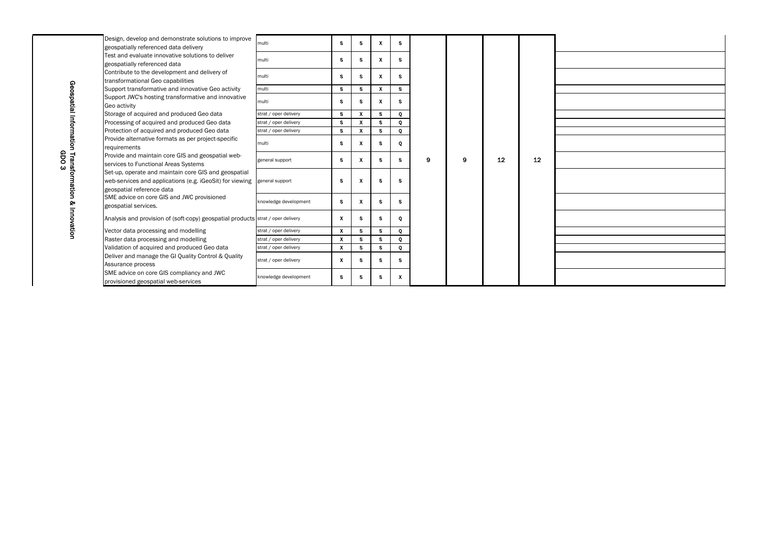| | | | | | | | | | | | |
|---|---|---|---|---|---|---|---|---|---|---|---|
| Geospatial Information Transformation & Innovation GDO 3 | Design, develop and demonstrate solutions to improve geospatially referenced data delivery | multi | S | S | X | S | 9 | 9 | 12 | 12 | |
| | Test and evaluate innovative solutions to deliver geospatially referenced data | multi | S | S | X | S | | | | | |
| | Contribute to the development and delivery of transformational Geo capabilities | multi | S | S | X | S | | | | | |
| | Support transformative and innovative Geo activity | multi | S | S | X | S | | | | | |
| | Support JWC's hosting transformative and innovative Geo activity | multi | S | S | X | S | | | | | |
| | Storage of acquired and produced Geo data | strat / oper delivery | S | X | S | Q | | | | | |
| | Processing of acquired and produced Geo data | strat / oper delivery | S | X | S | Q | | | | | |
| | Protection of acquired and produced Geo data | strat / oper delivery | S | X | S | Q | | | | | |
| | Provide alternative formats as per project-specific requirements | multi | S | X | S | Q | | | | | |
| | Provide and maintain core GIS and geospatial web-services to Functional Areas Systems | general support | S | X | S | S | | | | | |
| | Set-up, operate and maintain core GIS and geospatial web-services and applications (e.g. iGeoSit) for viewing geospatial reference data | general support | S | X | S | S | | | | | |
| | SME advice on core GIS and JWC provisioned geospatial services. | knowledge development | S | X | S | S | | | | | |
| | Analysis and provision of (soft-copy) geospatial products | strat / oper delivery | X | S | S | Q | | | | | |
| | Vector data processing and modelling | strat / oper delivery | X | S | S | Q | | | | | |
| | Raster data processing and modelling | strat / oper delivery | X | S | S | Q | | | | | |
| | Validation of acquired and produced Geo data | strat / oper delivery | X | S | S | Q | | | | | |
| | Deliver and manage the GI Quality Control & Quality Assurance process | strat / oper delivery | X | S | S | S | | | | | |
| | SME advice on core GIS compliancy and JWC provisioned geospatial web-services | knowledge development | S | S | S | X | | | | | |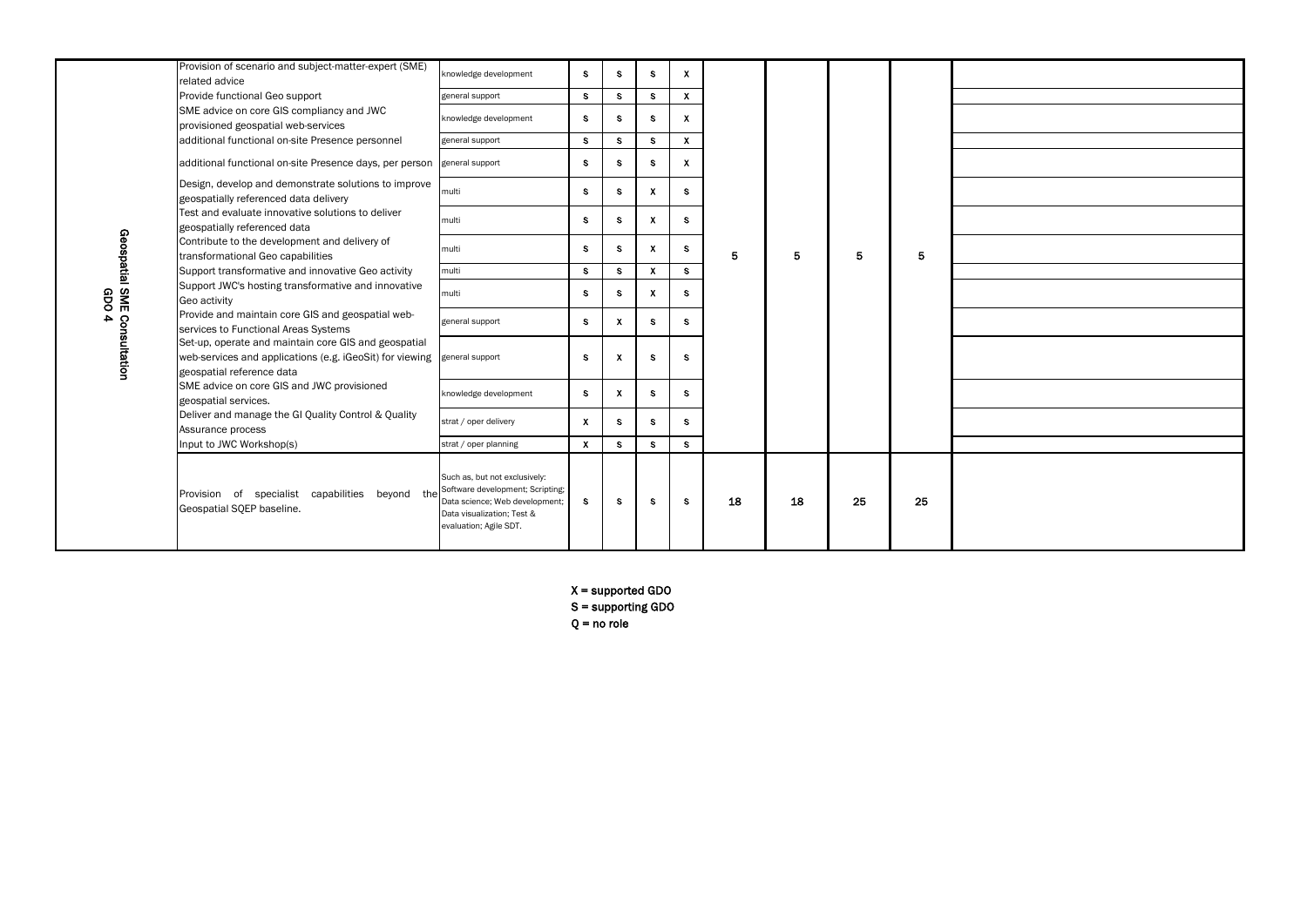| | | | | | | | | | | | |
|---|---|---|---|---|---|---|---|---|---|---|---|
| Geospatial SME Consultation GDO 4 | Provision of scenario and subject-matter-expert (SME) related advice | knowledge development | S | S | S | X | 5 | 5 | 5 | 5 | |
| | Provide functional Geo support | general support | S | S | S | X | | | | | |
| | SME advice on core GIS compliancy and JWC provisioned geospatial web-services | knowledge development | S | S | S | X | | | | | |
| | additional functional on-site Presence personnel | general support | S | S | S | X | | | | | |
| | additional functional on-site Presence days, per person | general support | S | S | S | X | | | | | |
| | Design, develop and demonstrate solutions to improve geospatially referenced data delivery | multi | S | S | X | S | | | | | |
| | Test and evaluate innovative solutions to deliver geospatially referenced data | multi | S | S | X | S | | | | | |
| | Contribute to the development and delivery of transformational Geo capabilities | multi | S | S | X | S | | | | | |
| | Support transformative and innovative Geo activity | multi | S | S | X | S | | | | | |
| | Support JWC's hosting transformative and innovative Geo activity | multi | S | S | X | S | | | | | |
| | Provide and maintain core GIS and geospatial web-services to Functional Areas Systems | general support | S | X | S | S | | | | | |
| | Set-up, operate and maintain core GIS and geospatial web-services and applications (e.g. iGeoSit) for viewing geospatial reference data | general support | S | X | S | S | | | | | |
| | SME advice on core GIS and JWC provisioned geospatial services. | knowledge development | S | X | S | S | | | | | |
| | Deliver and manage the GI Quality Control & Quality Assurance process | strat / oper delivery | X | S | S | S | | | | | |
| | Input to JWC Workshop(s) | strat / oper planning | X | S | S | S | | | | | |
| | Provision of specialist capabilities beyond the Geospatial SQEP baseline. | Such as, but not exclusively: Software development; Scripting; Data science; Web development; Data visualization; Test & evaluation; Agile SDT. | S | S | S | S | 18 | 18 | 25 | 25 | |

X = supported GDO
S = supporting GDO
Q = no role